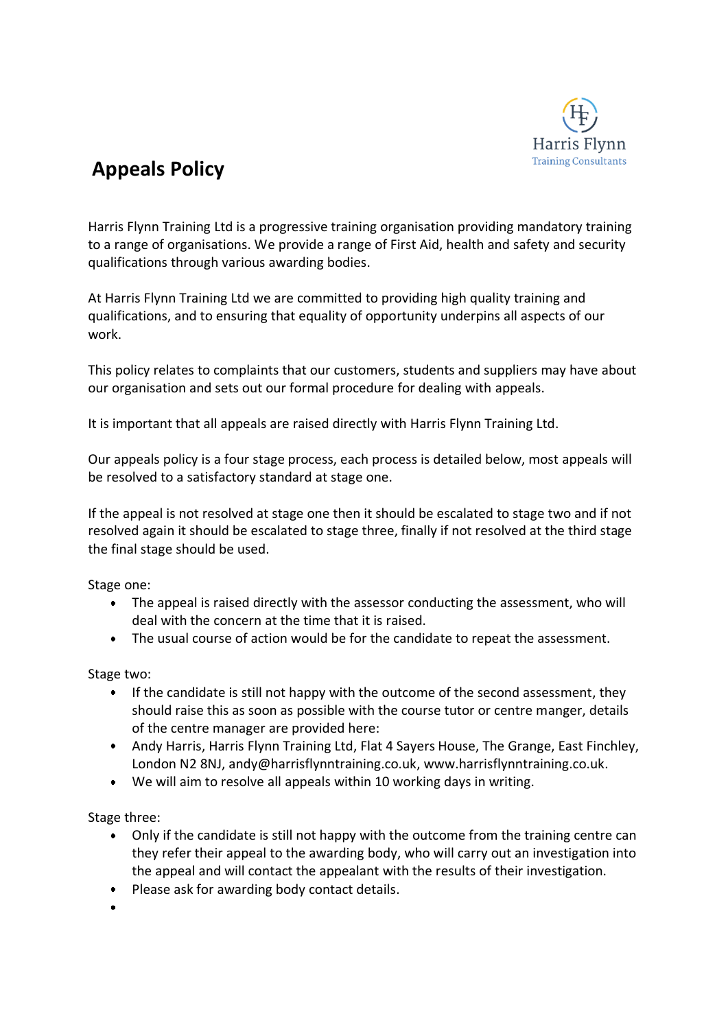Harris Flynn
Training Consultants

# Appeals Policy

Harris Flynn Training Ltd is a progressive training organisation providing mandatory training to a range of organisations. We provide a range of First Aid, health and safety and security qualifications through various awarding bodies.

At Harris Flynn Training Ltd we are committed to providing high quality training and qualifications, and to ensuring that equality of opportunity underpins all aspects of our work.

This policy relates to complaints that our customers, students and suppliers may have about our organisation and sets out our formal procedure for dealing with appeals.

It is important that all appeals are raised directly with Harris Flynn Training Ltd.

Our appeals policy is a four stage process, each process is detailed below, most appeals will be resolved to a satisfactory standard at stage one.

If the appeal is not resolved at stage one then it should be escalated to stage two and if not resolved again it should be escalated to stage three, finally if not resolved at the third stage the final stage should be used.

Stage one:

- The appeal is raised directly with the assessor conducting the assessment, who will deal with the concern at the time that it is raised.
- The usual course of action would be for the candidate to repeat the assessment.

Stage two:

- If the candidate is still not happy with the outcome of the second assessment, they should raise this as soon as possible with the course tutor or centre manger, details of the centre manager are provided here:
- Andy Harris, Harris Flynn Training Ltd, Flat 4 Sayers House, The Grange, East Finchley, London N2 8NJ, andy@harrisflynntraining.co.uk, www.harrisflynntraining.co.uk.
- We will aim to resolve all appeals within 10 working days in writing.

Stage three:

- Only if the candidate is still not happy with the outcome from the training centre can they refer their appeal to the awarding body, who will carry out an investigation into the appeal and will contact the appealant with the results of their investigation.
- Please ask for awarding body contact details.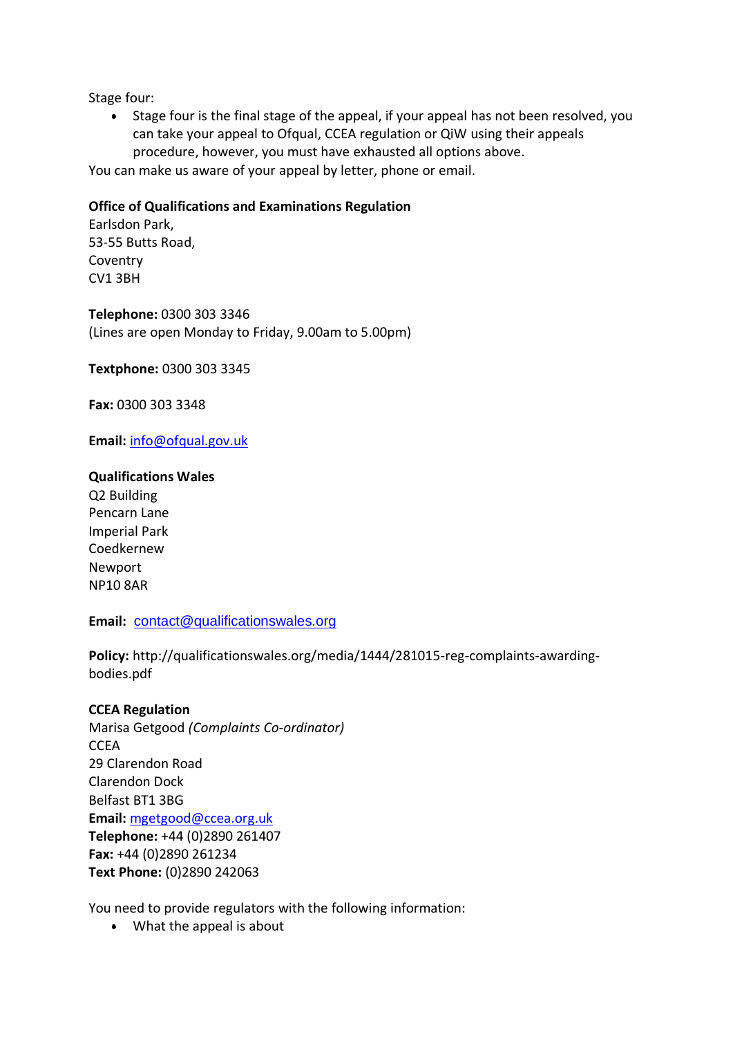Stage four:

- Stage four is the final stage of the appeal, if your appeal has not been resolved, you can take your appeal to Ofqual, CCEA regulation or QiW using their appeals procedure, however, you must have exhausted all options above.

You can make us aware of your appeal by letter, phone or email.

**Office of Qualifications and Examinations Regulation**
Earlsdon Park,
53-55 Butts Road,
Coventry
CV1 3BH

**Telephone:** 0300 303 3346
(Lines are open Monday to Friday, 9.00am to 5.00pm)

**Textphone:** 0300 303 3345

**Fax:** 0300 303 3348

**Email:** info@ofqual.gov.uk

**Qualifications Wales**
Q2 Building
Pencarn Lane
Imperial Park
Coedkernew
Newport
NP10 8AR

**Email:** contact@qualificationswales.org

**Policy:** http://qualificationswales.org/media/1444/281015-reg-complaints-awarding-bodies.pdf

**CCEA Regulation**
Marisa Getgood *(Complaints Co-ordinator)*
CCEA
29 Clarendon Road
Clarendon Dock
Belfast BT1 3BG
**Email:** mgetgood@ccea.org.uk
**Telephone:** +44 (0)2890 261407
**Fax:** +44 (0)2890 261234
**Text Phone:** (0)2890 242063

You need to provide regulators with the following information:

- What the appeal is about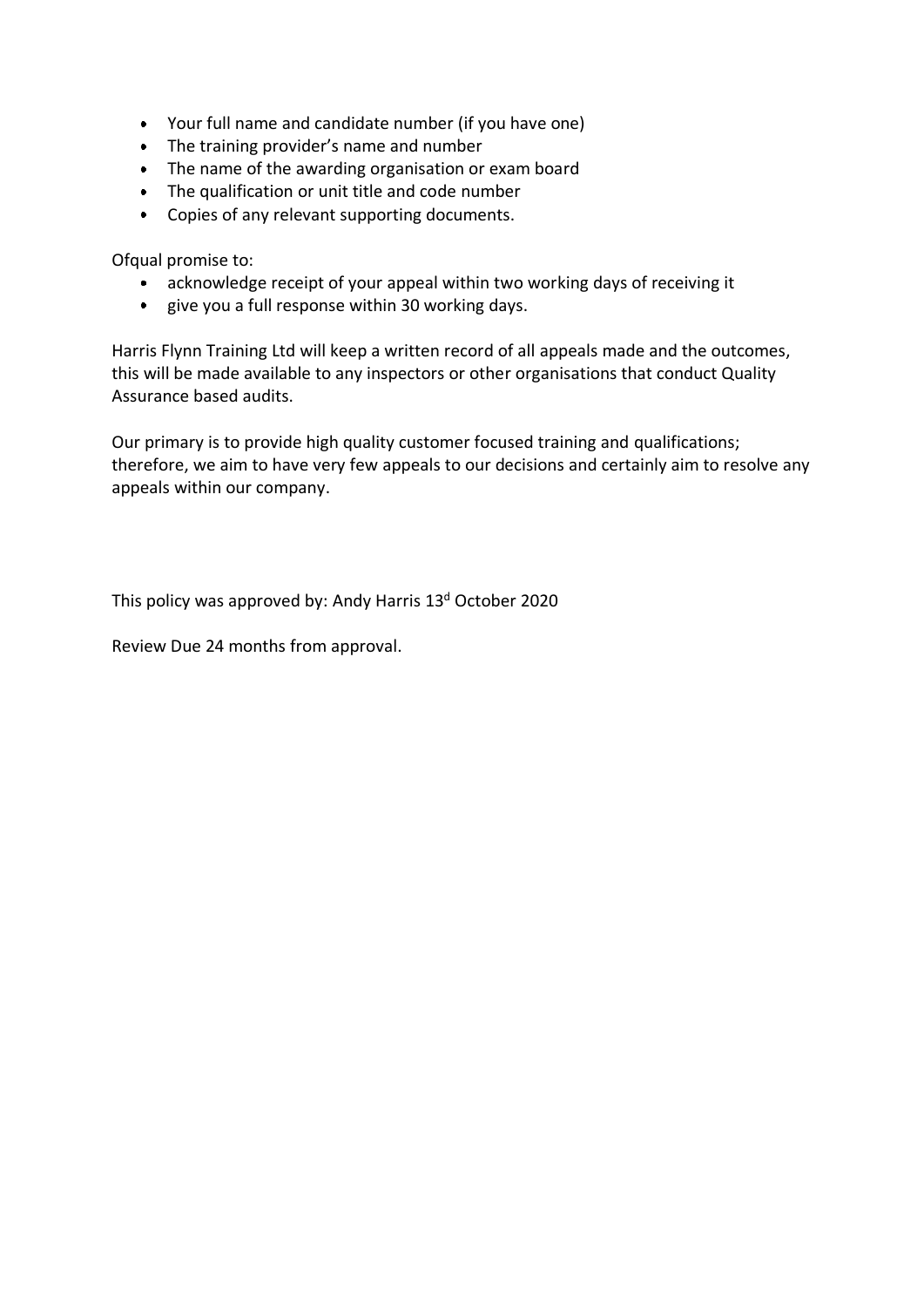- Your full name and candidate number (if you have one)
- The training provider's name and number
- The name of the awarding organisation or exam board
- The qualification or unit title and code number
- Copies of any relevant supporting documents.

Ofqual promise to:

- acknowledge receipt of your appeal within two working days of receiving it
- give you a full response within 30 working days.

Harris Flynn Training Ltd will keep a written record of all appeals made and the outcomes, this will be made available to any inspectors or other organisations that conduct Quality Assurance based audits.

Our primary is to provide high quality customer focused training and qualifications; therefore, we aim to have very few appeals to our decisions and certainly aim to resolve any appeals within our company.

This policy was approved by: Andy Harris 13d October 2020

Review Due 24 months from approval.